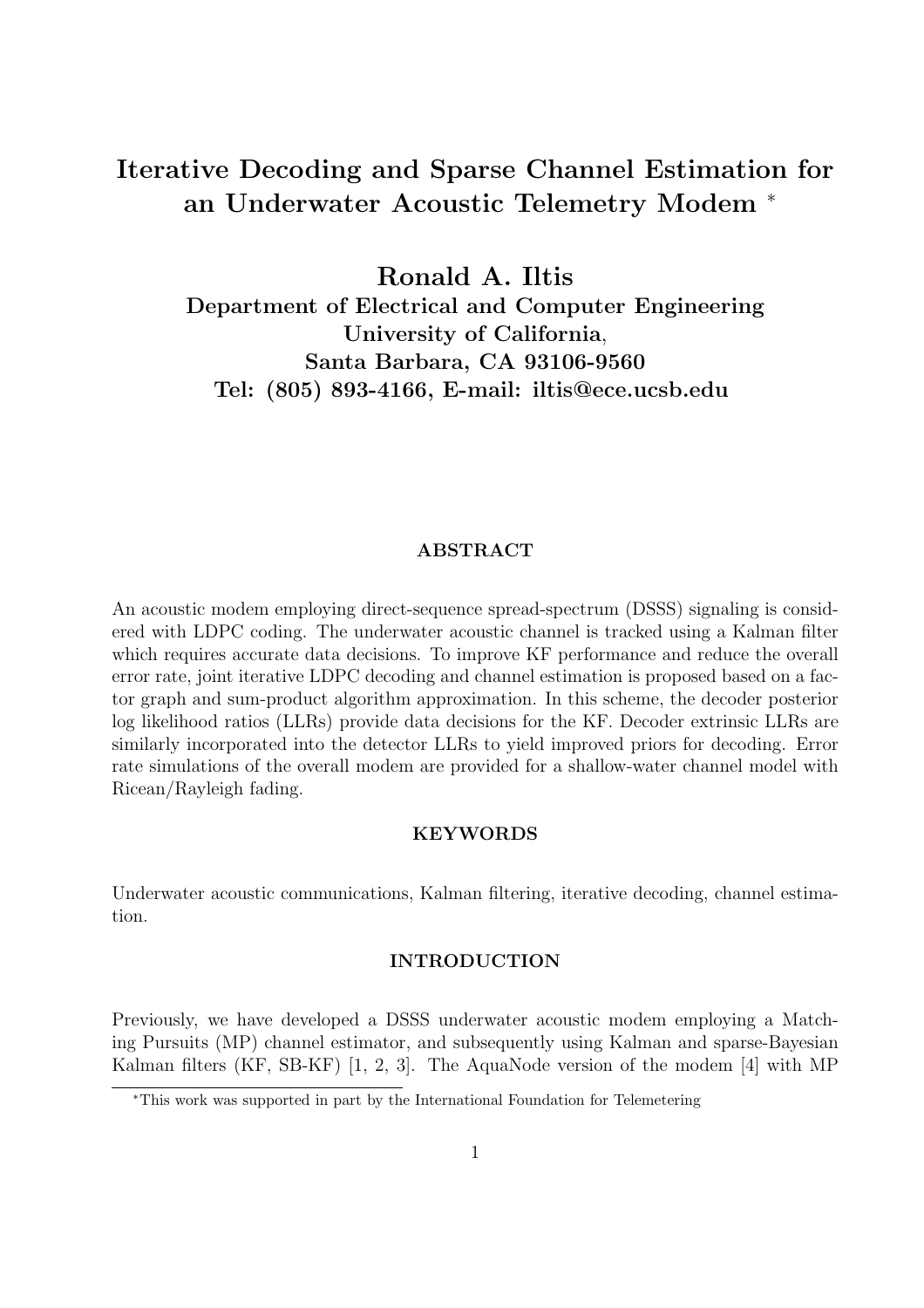# Iterative Decoding and Sparse Channel Estimation for an Underwater Acoustic Telemetry Modem *

**Ronald A. Iltis**

**Department of Electrical and Computer Engineering**
**University of California,**
**Santa Barbara, CA 93106-9560**
**Tel: (805) 893-4166, E-mail: iltis@ece.ucsb.edu**

## ABSTRACT

An acoustic modem employing direct-sequence spread-spectrum (DSSS) signaling is considered with LDPC coding. The underwater acoustic channel is tracked using a Kalman filter which requires accurate data decisions. To improve KF performance and reduce the overall error rate, joint iterative LDPC decoding and channel estimation is proposed based on a factor graph and sum-product algorithm approximation. In this scheme, the decoder posterior log likelihood ratios (LLRs) provide data decisions for the KF. Decoder extrinsic LLRs are similarly incorporated into the detector LLRs to yield improved priors for decoding. Error rate simulations of the overall modem are provided for a shallow-water channel model with Ricean/Rayleigh fading.

## KEYWORDS

Underwater acoustic communications, Kalman filtering, iterative decoding, channel estimation.

## INTRODUCTION

Previously, we have developed a DSSS underwater acoustic modem employing a Matching Pursuits (MP) channel estimator, and subsequently using Kalman and sparse-Bayesian Kalman filters (KF, SB-KF) [1, 2, 3]. The AquaNode version of the modem [4] with MP

*This work was supported in part by the International Foundation for Telemetering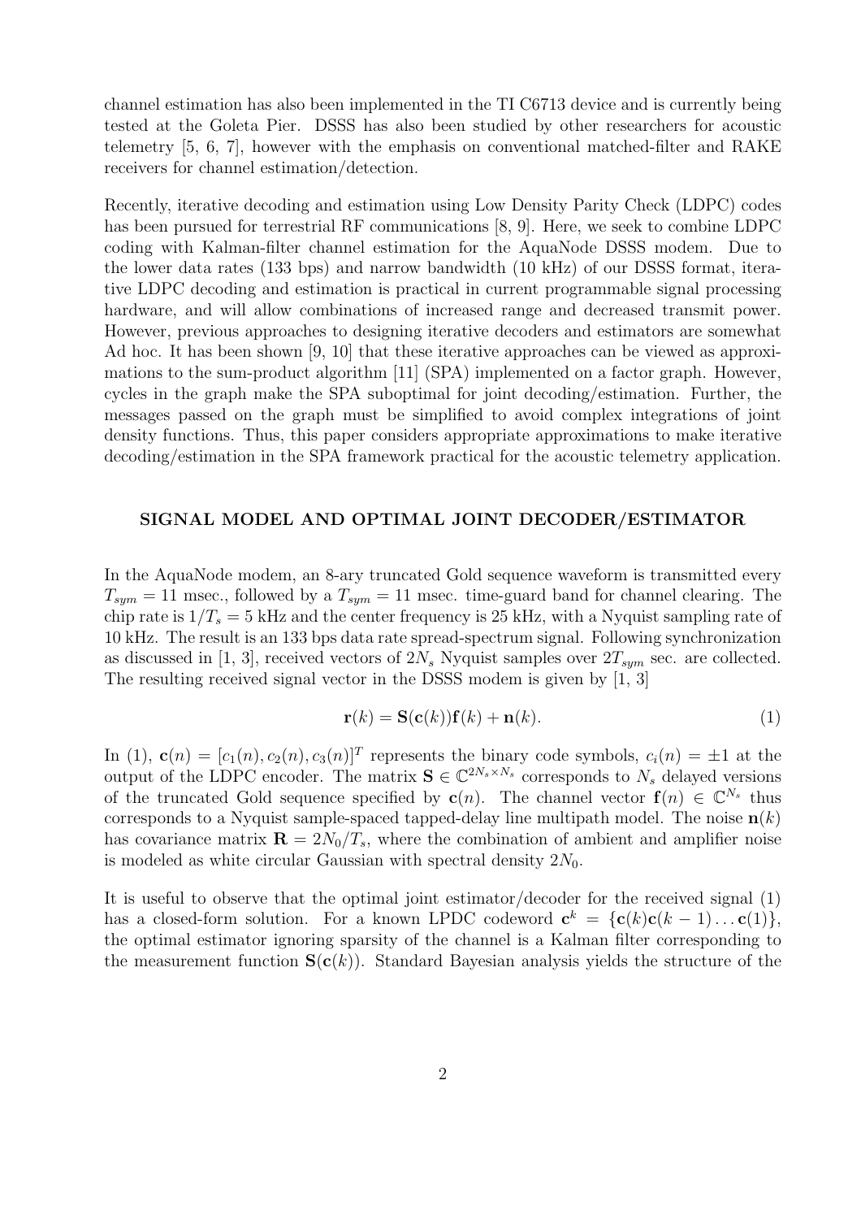channel estimation has also been implemented in the TI C6713 device and is currently being tested at the Goleta Pier. DSSS has also been studied by other researchers for acoustic telemetry [5, 6, 7], however with the emphasis on conventional matched-filter and RAKE receivers for channel estimation/detection.

Recently, iterative decoding and estimation using Low Density Parity Check (LDPC) codes has been pursued for terrestrial RF communications [8, 9]. Here, we seek to combine LDPC coding with Kalman-filter channel estimation for the AquaNode DSSS modem. Due to the lower data rates (133 bps) and narrow bandwidth (10 kHz) of our DSSS format, iterative LDPC decoding and estimation is practical in current programmable signal processing hardware, and will allow combinations of increased range and decreased transmit power. However, previous approaches to designing iterative decoders and estimators are somewhat Ad hoc. It has been shown [9, 10] that these iterative approaches can be viewed as approximations to the sum-product algorithm [11] (SPA) implemented on a factor graph. However, cycles in the graph make the SPA suboptimal for joint decoding/estimation. Further, the messages passed on the graph must be simplified to avoid complex integrations of joint density functions. Thus, this paper considers appropriate approximations to make iterative decoding/estimation in the SPA framework practical for the acoustic telemetry application.

## SIGNAL MODEL AND OPTIMAL JOINT DECODER/ESTIMATOR

In the AquaNode modem, an 8-ary truncated Gold sequence waveform is transmitted every $T_{sym} = 11$ msec., followed by a $T_{sym} = 11$ msec. time-guard band for channel clearing. The chip rate is $1/T_s = 5$ kHz and the center frequency is 25 kHz, with a Nyquist sampling rate of 10 kHz. The result is an 133 bps data rate spread-spectrum signal. Following synchronization as discussed in [1, 3], received vectors of $2N_s$ Nyquist samples over $2T_{sym}$ sec. are collected. The resulting received signal vector in the DSSS modem is given by [1, 3]

$$\mathbf{r}(k) = \mathbf{S}(\mathbf{c}(k))\mathbf{f}(k) + \mathbf{n}(k). \tag{1}$$

In (1), $\mathbf{c}(n) = [c_1(n), c_2(n), c_3(n)]^T$ represents the binary code symbols, $c_i(n) = \pm 1$ at the output of the LDPC encoder. The matrix $\mathbf{S} \in \mathbb{C}^{2N_s \times N_s}$ corresponds to $N_s$ delayed versions of the truncated Gold sequence specified by $\mathbf{c}(n)$. The channel vector $\mathbf{f}(n) \in \mathbb{C}^{N_s}$ thus corresponds to a Nyquist sample-spaced tapped-delay line multipath model. The noise $\mathbf{n}(k)$ has covariance matrix $\mathbf{R} = 2N_0/T_s$, where the combination of ambient and amplifier noise is modeled as white circular Gaussian with spectral density $2N_0$.

It is useful to observe that the optimal joint estimator/decoder for the received signal (1) has a closed-form solution. For a known LPDC codeword $\mathbf{c}^k = \{\mathbf{c}(k)\mathbf{c}(k-1)\ldots\mathbf{c}(1)\}$, the optimal estimator ignoring sparsity of the channel is a Kalman filter corresponding to the measurement function $\mathbf{S}(\mathbf{c}(k))$. Standard Bayesian analysis yields the structure of the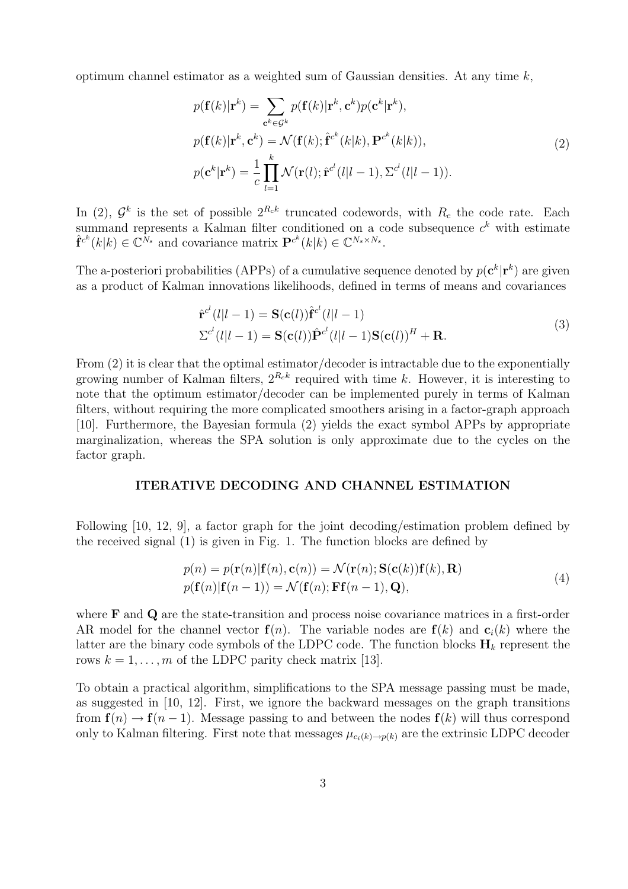optimum channel estimator as a weighted sum of Gaussian densities. At any time $k$,

$$
\begin{aligned}
p(\mathbf{f}(k)|\mathbf{r}^k) &= \sum_{\mathbf{c}^k \in \mathcal{G}^k} p(\mathbf{f}(k)|\mathbf{r}^k, \mathbf{c}^k) p(\mathbf{c}^k|\mathbf{r}^k), \\
p(\mathbf{f}(k)|\mathbf{r}^k, \mathbf{c}^k) &= \mathcal{N}(\mathbf{f}(k); \hat{\mathbf{f}}^{c^k}(k|k), \mathbf{P}^{c^k}(k|k)), \\
p(\mathbf{c}^k|\mathbf{r}^k) &= \frac{1}{c} \prod_{l=1}^{k} \mathcal{N}(\mathbf{r}(l); \hat{\mathbf{r}}^{c^l}(l|l-1), \Sigma^{c^l}(l|l-1)).
\end{aligned}
\tag{2}
$$

In (2), $\mathcal{G}^k$ is the set of possible $2^{R_c k}$ truncated codewords, with $R_c$ the code rate. Each summand represents a Kalman filter conditioned on a code subsequence $c^k$ with estimate $\hat{\mathbf{f}}^{c^k}(k|k) \in \mathbb{C}^{N_s}$ and covariance matrix $\mathbf{P}^{c^k}(k|k) \in \mathbb{C}^{N_s \times N_s}$.

The a-posteriori probabilities (APPs) of a cumulative sequence denoted by $p(\mathbf{c}^k|\mathbf{r}^k)$ are given as a product of Kalman innovations likelihoods, defined in terms of means and covariances

$$
\begin{aligned}
\hat{\mathbf{r}}^{c^l}(l|l-1) &= \mathbf{S}(\mathbf{c}(l)) \hat{\mathbf{f}}^{c^l}(l|l-1) \\
\Sigma^{c^l}(l|l-1) &= \mathbf{S}(\mathbf{c}(l)) \hat{\mathbf{P}}^{c^l}(l|l-1) \mathbf{S}(\mathbf{c}(l))^H + \mathbf{R}.
\end{aligned}
\tag{3}
$$

From (2) it is clear that the optimal estimator/decoder is intractable due to the exponentially growing number of Kalman filters, $2^{R_c k}$ required with time $k$. However, it is interesting to note that the optimum estimator/decoder can be implemented purely in terms of Kalman filters, without requiring the more complicated smoothers arising in a factor-graph approach [10]. Furthermore, the Bayesian formula (2) yields the exact symbol APPs by appropriate marginalization, whereas the SPA solution is only approximate due to the cycles on the factor graph.

## ITERATIVE DECODING AND CHANNEL ESTIMATION

Following [10, 12, 9], a factor graph for the joint decoding/estimation problem defined by the received signal (1) is given in Fig. 1. The function blocks are defined by

$$
\begin{aligned}
p(n) = p(\mathbf{r}(n)|\mathbf{f}(n), \mathbf{c}(n)) &= \mathcal{N}(\mathbf{r}(n); \mathbf{S}(\mathbf{c}(k))\mathbf{f}(k), \mathbf{R}) \\
p(\mathbf{f}(n)|\mathbf{f}(n-1)) &= \mathcal{N}(\mathbf{f}(n); \mathbf{F}\mathbf{f}(n-1), \mathbf{Q}),
\end{aligned}
\tag{4}
$$

where $\mathbf{F}$ and $\mathbf{Q}$ are the state-transition and process noise covariance matrices in a first-order AR model for the channel vector $\mathbf{f}(n)$. The variable nodes are $\mathbf{f}(k)$ and $\mathbf{c}_i(k)$ where the latter are the binary code symbols of the LDPC code. The function blocks $\mathbf{H}_k$ represent the rows $k = 1, \ldots, m$ of the LDPC parity check matrix [13].

To obtain a practical algorithm, simplifications to the SPA message passing must be made, as suggested in [10, 12]. First, we ignore the backward messages on the graph transitions from $\mathbf{f}(n) \to \mathbf{f}(n-1)$. Message passing to and between the nodes $\mathbf{f}(k)$ will thus correspond only to Kalman filtering. First note that messages $\mu_{c_i(k) \to p(k)}$ are the extrinsic LDPC decoder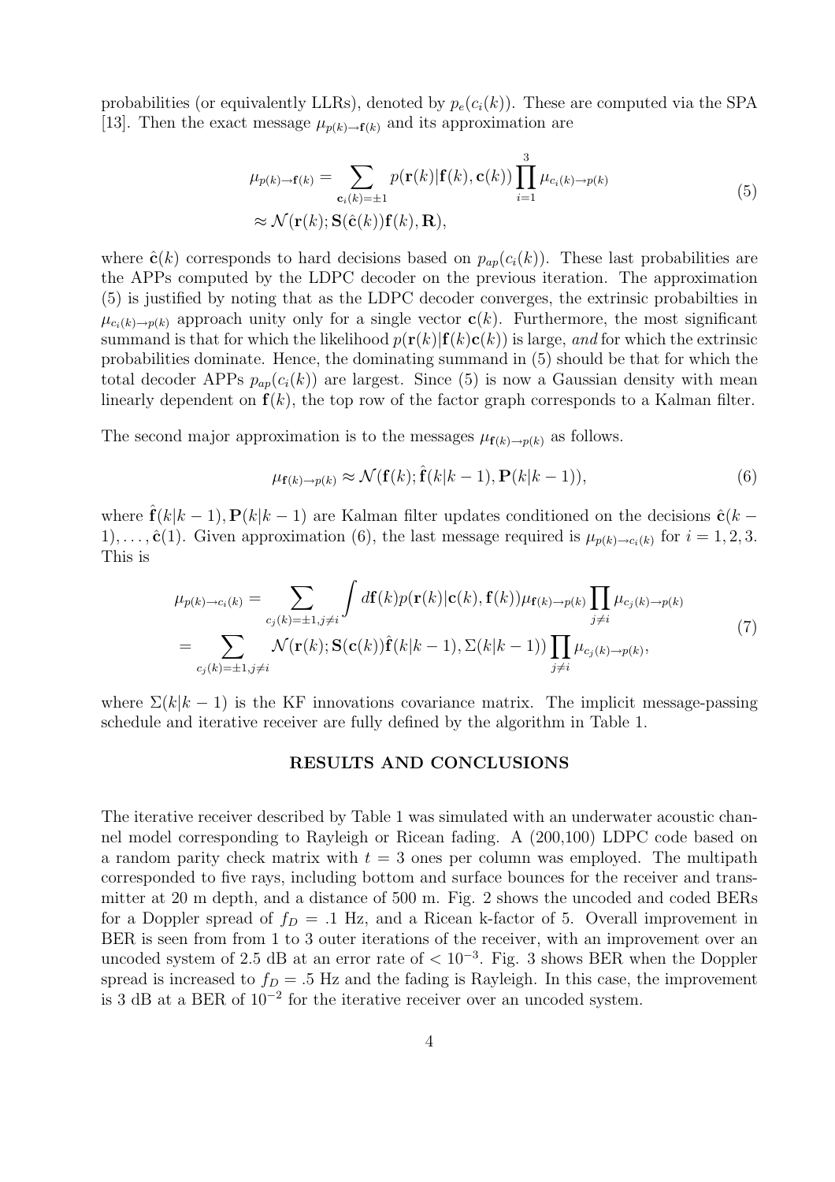probabilities (or equivalently LLRs), denoted by $p_e(c_i(k))$. These are computed via the SPA [13]. Then the exact message $\mu_{p(k)\to \mathbf{f}(k)}$ and its approximation are

$$
\begin{aligned}
\mu_{p(k)\to \mathbf{f}(k)} &= \sum_{\mathbf{c}_i(k)=\pm 1} p(\mathbf{r}(k)|\mathbf{f}(k), \mathbf{c}(k)) \prod_{i=1}^{3} \mu_{c_i(k)\to p(k)} \\
&\approx \mathcal{N}(\mathbf{r}(k); \mathbf{S}(\hat{\mathbf{c}}(k))\mathbf{f}(k), \mathbf{R}),
\end{aligned}
\tag{5}
$$

where $\hat{\mathbf{c}}(k)$ corresponds to hard decisions based on $p_{ap}(c_i(k))$. These last probabilities are the APPs computed by the LDPC decoder on the previous iteration. The approximation (5) is justified by noting that as the LDPC decoder converges, the extrinsic probabilties in $\mu_{c_i(k)\to p(k)}$ approach unity only for a single vector $\mathbf{c}(k)$. Furthermore, the most significant summand is that for which the likelihood $p(\mathbf{r}(k)|\mathbf{f}(k)\mathbf{c}(k))$ is large, *and* for which the extrinsic probabilities dominate. Hence, the dominating summand in (5) should be that for which the total decoder APPs $p_{ap}(c_i(k))$ are largest. Since (5) is now a Gaussian density with mean linearly dependent on $\mathbf{f}(k)$, the top row of the factor graph corresponds to a Kalman filter.

The second major approximation is to the messages $\mu_{\mathbf{f}(k)\to p(k)}$ as follows.

$$
\mu_{\mathbf{f}(k)\to p(k)} \approx \mathcal{N}(\mathbf{f}(k); \hat{\mathbf{f}}(k|k-1), \mathbf{P}(k|k-1)),
\tag{6}
$$

where $\hat{\mathbf{f}}(k|k-1), \mathbf{P}(k|k-1)$ are Kalman filter updates conditioned on the decisions $\hat{\mathbf{c}}(k-1), \ldots, \hat{\mathbf{c}}(1)$. Given approximation (6), the last message required is $\mu_{p(k)\to c_i(k)}$ for $i = 1, 2, 3$. This is

$$
\begin{aligned}
\mu_{p(k)\to c_i(k)} &= \sum_{c_j(k)=\pm 1, j\neq i} \int d\mathbf{f}(k) p(\mathbf{r}(k)|\mathbf{c}(k), \mathbf{f}(k)) \mu_{\mathbf{f}(k)\to p(k)} \prod_{j\neq i} \mu_{c_j(k)\to p(k)} \\
&= \sum_{c_j(k)=\pm 1, j\neq i} \mathcal{N}(\mathbf{r}(k); \mathbf{S}(\mathbf{c}(k))\hat{\mathbf{f}}(k|k-1), \Sigma(k|k-1)) \prod_{j\neq i} \mu_{c_j(k)\to p(k)},
\end{aligned}
\tag{7}
$$

where $\Sigma(k|k-1)$ is the KF innovations covariance matrix. The implicit message-passing schedule and iterative receiver are fully defined by the algorithm in Table 1.

## RESULTS AND CONCLUSIONS

The iterative receiver described by Table 1 was simulated with an underwater acoustic channel model corresponding to Rayleigh or Ricean fading. A (200,100) LDPC code based on a random parity check matrix with $t = 3$ ones per column was employed. The multipath corresponded to five rays, including bottom and surface bounces for the receiver and transmitter at 20 m depth, and a distance of 500 m. Fig. 2 shows the uncoded and coded BERs for a Doppler spread of $f_D = .1$ Hz, and a Ricean k-factor of 5. Overall improvement in BER is seen from from 1 to 3 outer iterations of the receiver, with an improvement over an uncoded system of 2.5 dB at an error rate of $< 10^{-3}$. Fig. 3 shows BER when the Doppler spread is increased to $f_D = .5$ Hz and the fading is Rayleigh. In this case, the improvement is 3 dB at a BER of $10^{-2}$ for the iterative receiver over an uncoded system.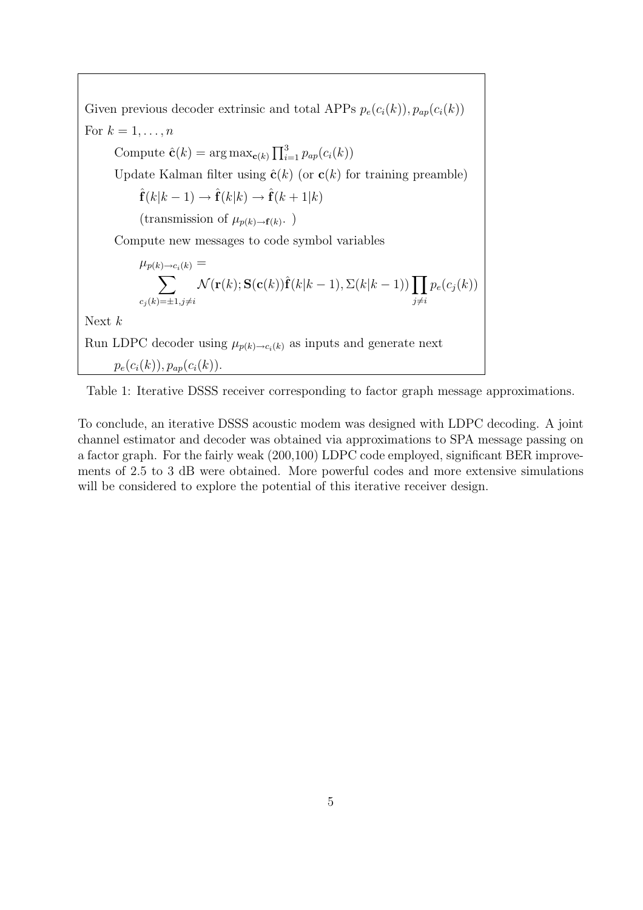Given previous decoder extrinsic and total APPs $p_e(c_i(k)), p_{ap}(c_i(k))$

For $k = 1, \ldots, n$

Compute $\hat{\mathbf{c}}(k) = \arg\max_{\mathbf{c}(k)} \prod_{i=1}^{3} p_{ap}(c_i(k))$

Update Kalman filter using $\hat{\mathbf{c}}(k)$ (or $\mathbf{c}(k)$ for training preamble)

$\hat{\mathbf{f}}(k|k-1) \to \hat{\mathbf{f}}(k|k) \to \hat{\mathbf{f}}(k+1|k)$

(transmission of $\mu_{p(k)\to\mathbf{f}(k)}$. )

Compute new messages to code symbol variables

$$\mu_{p(k)\to c_i(k)} = \sum_{c_j(k)=\pm 1, j\neq i} \mathcal{N}(\mathbf{r}(k); \mathbf{S}(\mathbf{c}(k))\hat{\mathbf{f}}(k|k-1), \Sigma(k|k-1)) \prod_{j\neq i} p_e(c_j(k))$$

Next $k$

Run LDPC decoder using $\mu_{p(k)\to c_i(k)}$ as inputs and generate next $p_e(c_i(k)), p_{ap}(c_i(k))$.

Table 1: Iterative DSSS receiver corresponding to factor graph message approximations.

To conclude, an iterative DSSS acoustic modem was designed with LDPC decoding. A joint channel estimator and decoder was obtained via approximations to SPA message passing on a factor graph. For the fairly weak (200,100) LDPC code employed, significant BER improvements of 2.5 to 3 dB were obtained. More powerful codes and more extensive simulations will be considered to explore the potential of this iterative receiver design.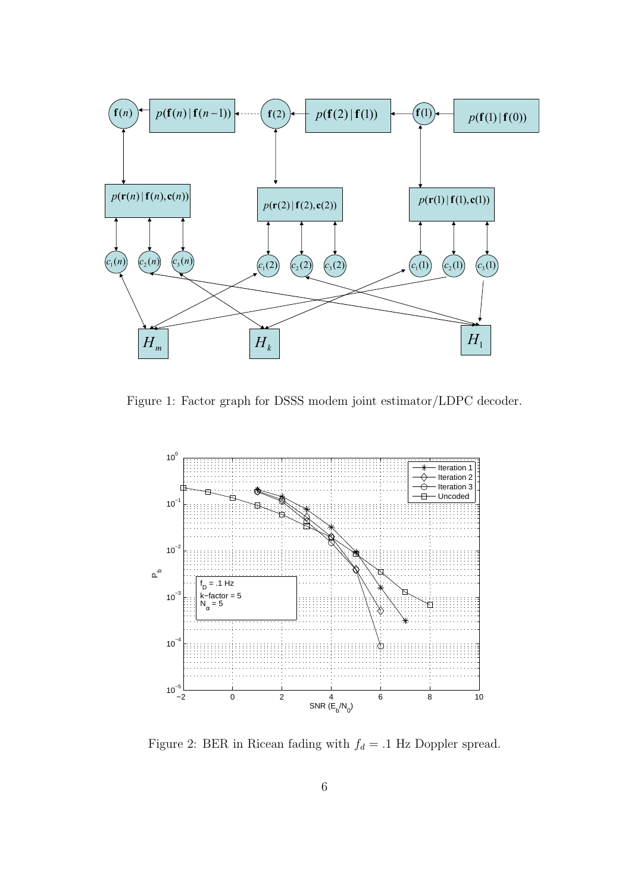Figure 1: Factor graph for DSSS modem joint estimator/LDPC decoder.

Figure 2: BER in Ricean fading with $f_d = .1$ Hz Doppler spread.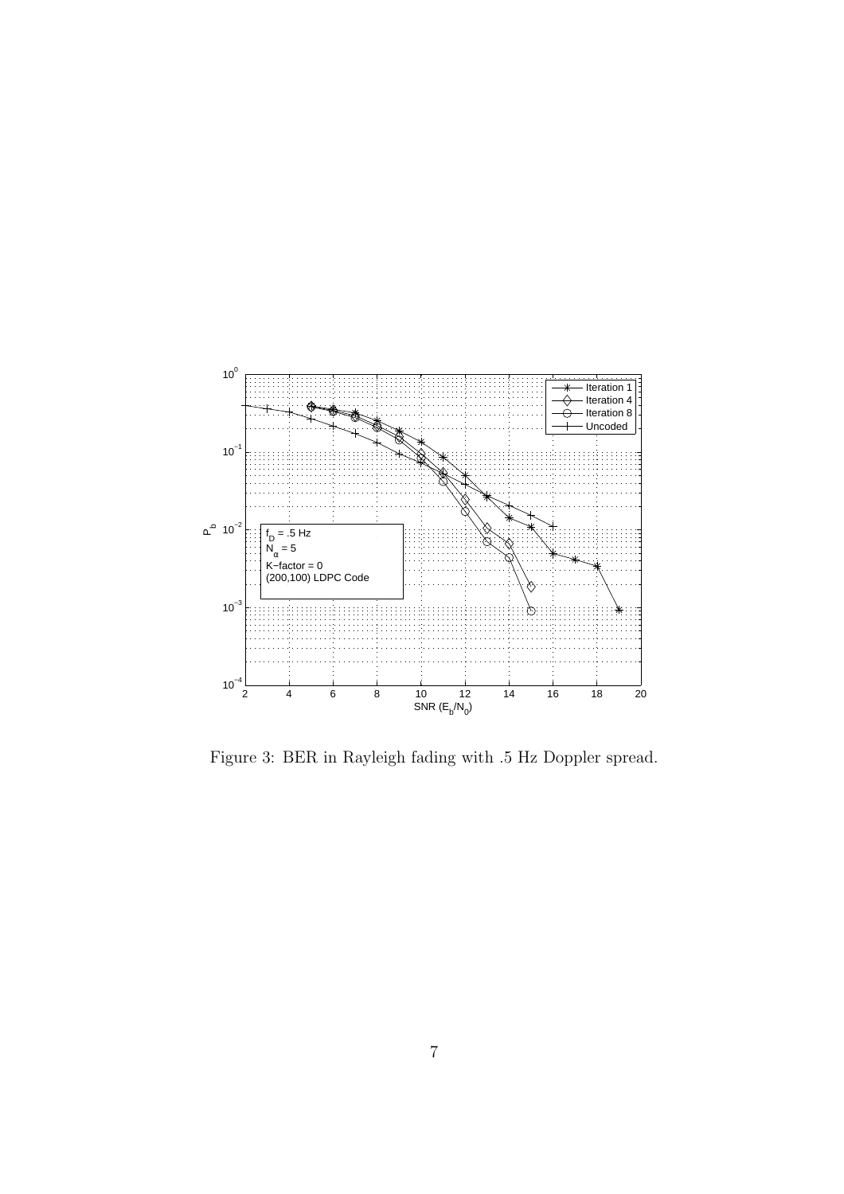Figure 3: BER in Rayleigh fading with .5 Hz Doppler spread.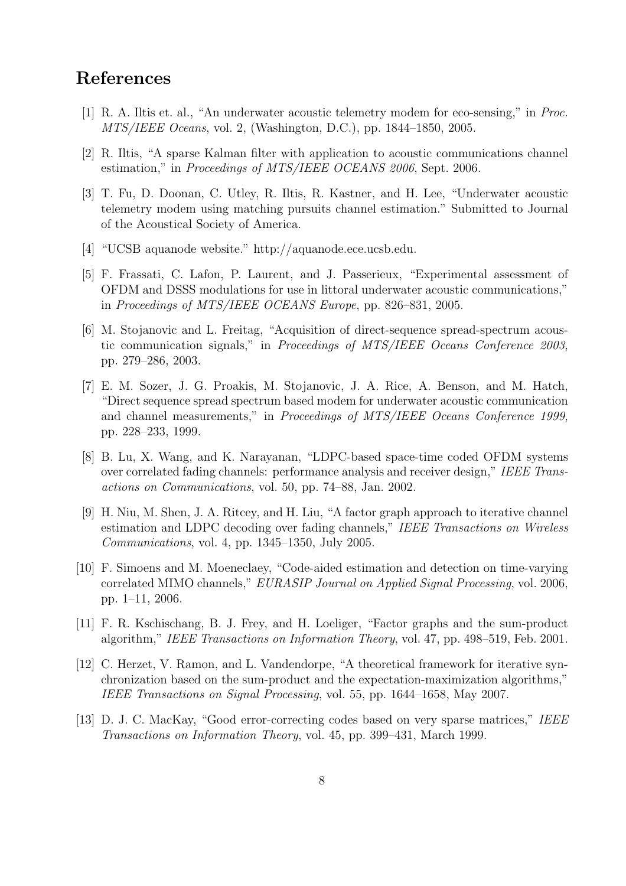# References

[1] R. A. Iltis et. al., "An underwater acoustic telemetry modem for eco-sensing," in *Proc. MTS/IEEE Oceans*, vol. 2, (Washington, D.C.), pp. 1844–1850, 2005.

[2] R. Iltis, "A sparse Kalman filter with application to acoustic communications channel estimation," in *Proceedings of MTS/IEEE OCEANS 2006*, Sept. 2006.

[3] T. Fu, D. Doonan, C. Utley, R. Iltis, R. Kastner, and H. Lee, "Underwater acoustic telemetry modem using matching pursuits channel estimation." Submitted to Journal of the Acoustical Society of America.

[4] "UCSB aquanode website." http://aquanode.ece.ucsb.edu.

[5] F. Frassati, C. Lafon, P. Laurent, and J. Passerieux, "Experimental assessment of OFDM and DSSS modulations for use in littoral underwater acoustic communications," in *Proceedings of MTS/IEEE OCEANS Europe*, pp. 826–831, 2005.

[6] M. Stojanovic and L. Freitag, "Acquisition of direct-sequence spread-spectrum acoustic communication signals," in *Proceedings of MTS/IEEE Oceans Conference 2003*, pp. 279–286, 2003.

[7] E. M. Sozer, J. G. Proakis, M. Stojanovic, J. A. Rice, A. Benson, and M. Hatch, "Direct sequence spread spectrum based modem for underwater acoustic communication and channel measurements," in *Proceedings of MTS/IEEE Oceans Conference 1999*, pp. 228–233, 1999.

[8] B. Lu, X. Wang, and K. Narayanan, "LDPC-based space-time coded OFDM systems over correlated fading channels: performance analysis and receiver design," *IEEE Transactions on Communications*, vol. 50, pp. 74–88, Jan. 2002.

[9] H. Niu, M. Shen, J. A. Ritcey, and H. Liu, "A factor graph approach to iterative channel estimation and LDPC decoding over fading channels," *IEEE Transactions on Wireless Communications*, vol. 4, pp. 1345–1350, July 2005.

[10] F. Simoens and M. Moeneclaey, "Code-aided estimation and detection on time-varying correlated MIMO channels," *EURASIP Journal on Applied Signal Processing*, vol. 2006, pp. 1–11, 2006.

[11] F. R. Kschischang, B. J. Frey, and H. Loeliger, "Factor graphs and the sum-product algorithm," *IEEE Transactions on Information Theory*, vol. 47, pp. 498–519, Feb. 2001.

[12] C. Herzet, V. Ramon, and L. Vandendorpe, "A theoretical framework for iterative synchronization based on the sum-product and the expectation-maximization algorithms," *IEEE Transactions on Signal Processing*, vol. 55, pp. 1644–1658, May 2007.

[13] D. J. C. MacKay, "Good error-correcting codes based on very sparse matrices," *IEEE Transactions on Information Theory*, vol. 45, pp. 399–431, March 1999.